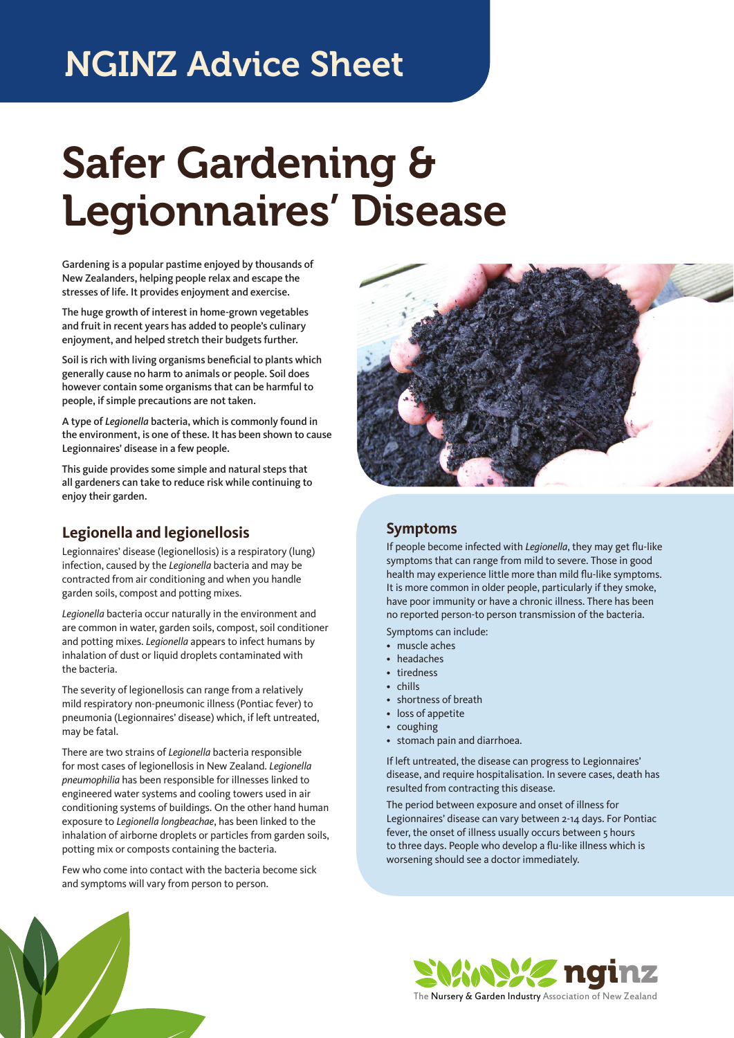# NGINZ Advice Sheet

# Safer Gardening & Legionnaires' Disease

**Gardening is a popular pastime enjoyed by thousands of New Zealanders, helping people relax and escape the stresses of life. It provides enjoyment and exercise.**

**The huge growth of interest in home-grown vegetables and fruit in recent years has added to people's culinary enjoyment, and helped stretch their budgets further.**

**Soil is rich with living organisms beneficial to plants which generally cause no harm to animals or people. Soil does however contain some organisms that can be harmful to people, if simple precautions are not taken.**

**A type of *Legionella* bacteria, which is commonly found in the environment, is one of these. It has been shown to cause Legionnaires' disease in a few people.**

**This guide provides some simple and natural steps that all gardeners can take to reduce risk while continuing to enjoy their garden.**

## Legionella and legionellosis

Legionnaires' disease (legionellosis) is a respiratory (lung) infection, caused by the *Legionella* bacteria and may be contracted from air conditioning and when you handle garden soils, compost and potting mixes.

*Legionella* bacteria occur naturally in the environment and are common in water, garden soils, compost, soil conditioner and potting mixes. *Legionella* appears to infect humans by inhalation of dust or liquid droplets contaminated with the bacteria.

The severity of legionellosis can range from a relatively mild respiratory non-pneumonic illness (Pontiac fever) to pneumonia (Legionnaires' disease) which, if left untreated, may be fatal.

There are two strains of *Legionella* bacteria responsible for most cases of legionellosis in New Zealand. *Legionella pneumophilia* has been responsible for illnesses linked to engineered water systems and cooling towers used in air conditioning systems of buildings. On the other hand human exposure to *Legionella longbeachae*, has been linked to the inhalation of airborne droplets or particles from garden soils, potting mix or composts containing the bacteria.

Few who come into contact with the bacteria become sick and symptoms will vary from person to person.

## Symptoms

If people become infected with *Legionella*, they may get flu-like symptoms that can range from mild to severe. Those in good health may experience little more than mild flu-like symptoms. It is more common in older people, particularly if they smoke, have poor immunity or have a chronic illness. There has been no reported person-to person transmission of the bacteria.

Symptoms can include:

- muscle aches
- headaches
- tiredness
- chills
- shortness of breath
- loss of appetite
- coughing
- stomach pain and diarrhoea.

If left untreated, the disease can progress to Legionnaires' disease, and require hospitalisation. In severe cases, death has resulted from contracting this disease.

The period between exposure and onset of illness for Legionnaires' disease can vary between 2-14 days. For Pontiac fever, the onset of illness usually occurs between 5 hours to three days. People who develop a flu-like illness which is worsening should see a doctor immediately.

nginz – The Nursery & Garden Industry Association of New Zealand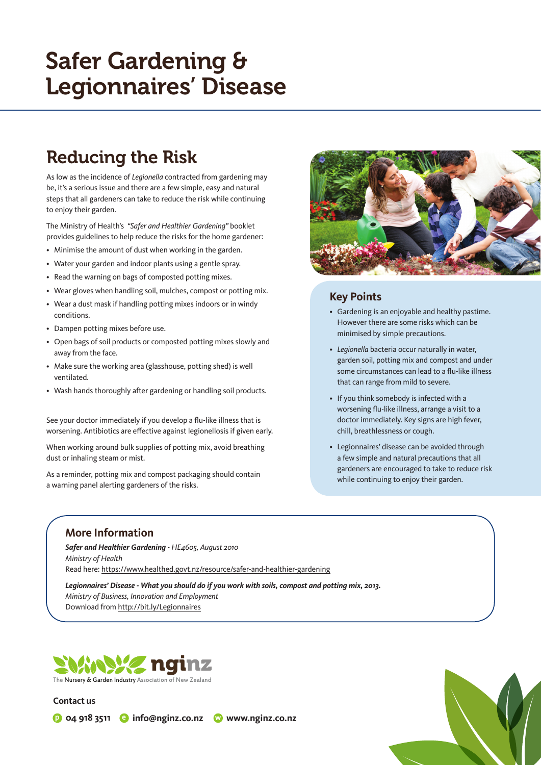# Safer Gardening & Legionnaires' Disease

## Reducing the Risk

As low as the incidence of *Legionella* contracted from gardening may be, it's a serious issue and there are a few simple, easy and natural steps that all gardeners can take to reduce the risk while continuing to enjoy their garden.

The Ministry of Health's *"Safer and Healthier Gardening"* booklet provides guidelines to help reduce the risks for the home gardener:

- Minimise the amount of dust when working in the garden.
- Water your garden and indoor plants using a gentle spray.
- Read the warning on bags of composted potting mixes.
- Wear gloves when handling soil, mulches, compost or potting mix.
- Wear a dust mask if handling potting mixes indoors or in windy conditions.
- Dampen potting mixes before use.
- Open bags of soil products or composted potting mixes slowly and away from the face.
- Make sure the working area (glasshouse, potting shed) is well ventilated.
- Wash hands thoroughly after gardening or handling soil products.

See your doctor immediately if you develop a flu-like illness that is worsening. Antibiotics are effective against legionellosis if given early.

When working around bulk supplies of potting mix, avoid breathing dust or inhaling steam or mist.

As a reminder, potting mix and compost packaging should contain a warning panel alerting gardeners of the risks.

### Key Points

- Gardening is an enjoyable and healthy pastime. However there are some risks which can be minimised by simple precautions.
- *Legionella* bacteria occur naturally in water, garden soil, potting mix and compost and under some circumstances can lead to a flu-like illness that can range from mild to severe.
- If you think somebody is infected with a worsening flu-like illness, arrange a visit to a doctor immediately. Key signs are high fever, chill, breathlessness or cough.
- Legionnaires' disease can be avoided through a few simple and natural precautions that all gardeners are encouraged to take to reduce risk while continuing to enjoy their garden.

### More Information

***Safer and Healthier Gardening*** *- HE4605, August 2010*
*Ministry of Health*
Read here: https://www.healthed.govt.nz/resource/safer-and-healthier-gardening

***Legionnaires' Disease - What you should do if you work with soils, compost and potting mix, 2013.***
*Ministry of Business, Innovation and Employment*
Download from http://bit.ly/Legionnaires

nginz
The Nursery & Garden Industry Association of New Zealand

**Contact us**

**p** 04 918 3511 **e** info@nginz.co.nz **w** www.nginz.co.nz